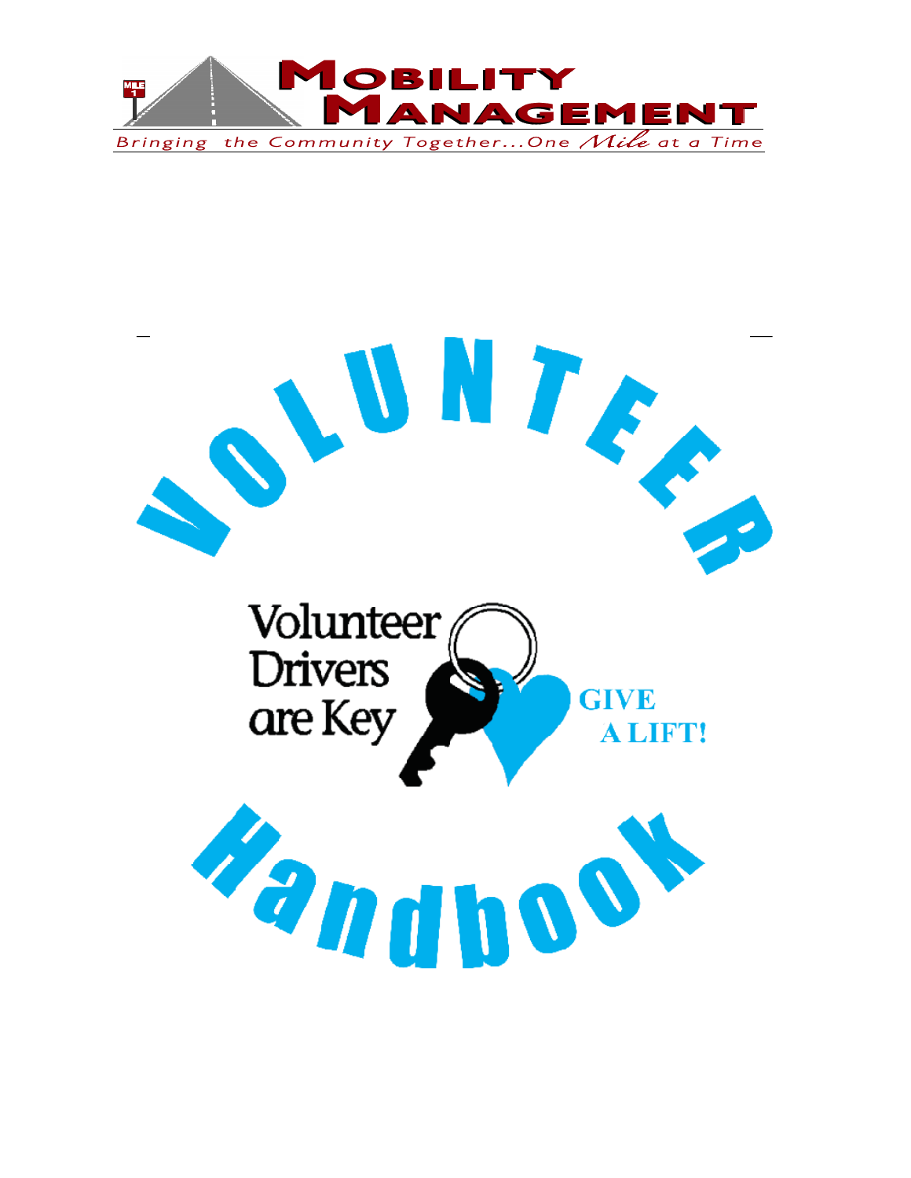# Mobility Management

*Bringing the Community Together...One Mile at a Time*

# VOLUNTEER

Volunteer Drivers are Key

GIVE A LIFT!

# Handbook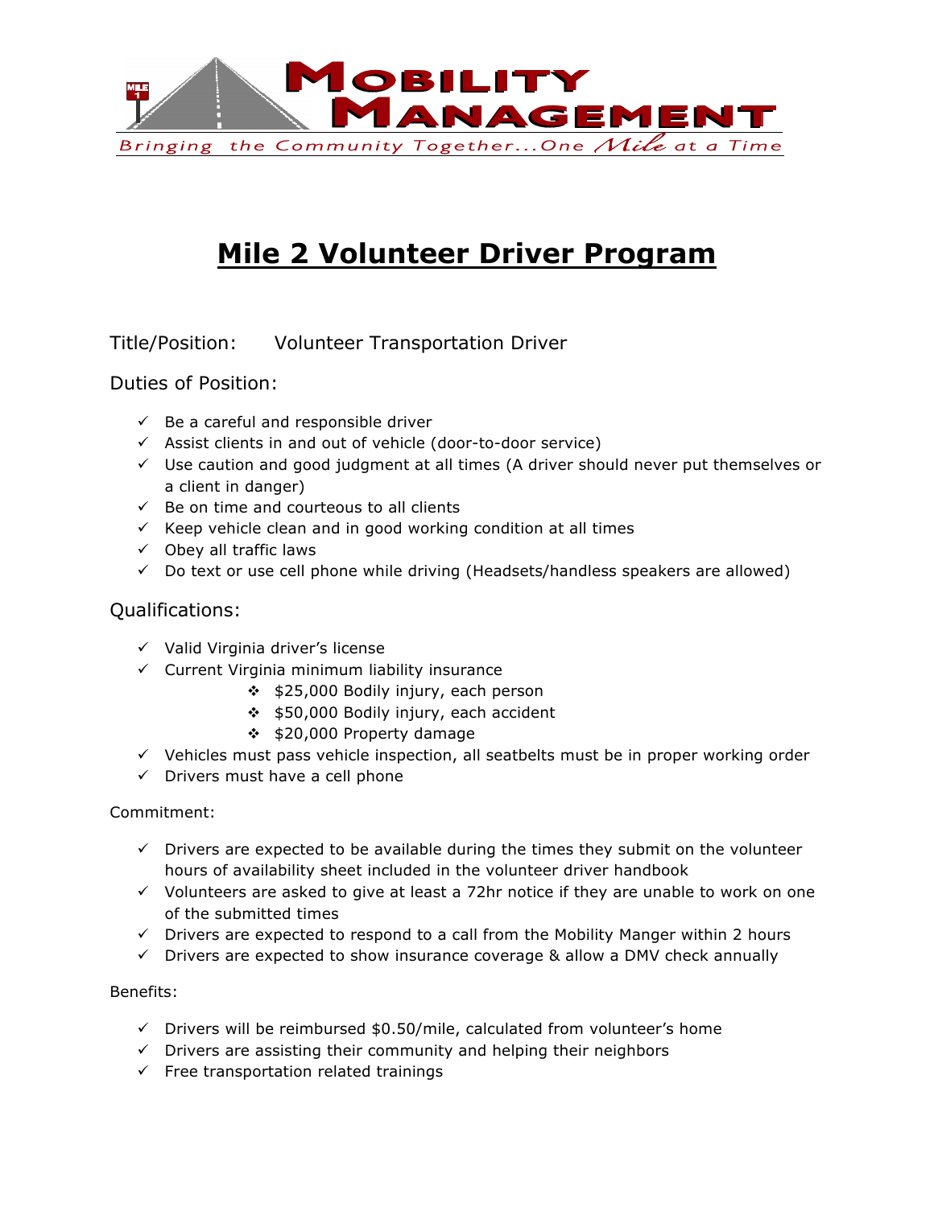# Mobility Management

*Bringing the Community Together...One Mile at a Time*

## Mile 2 Volunteer Driver Program

Title/Position: Volunteer Transportation Driver

### Duties of Position:

- ✓ Be a careful and responsible driver
- ✓ Assist clients in and out of vehicle (door-to-door service)
- ✓ Use caution and good judgment at all times (A driver should never put themselves or a client in danger)
- ✓ Be on time and courteous to all clients
- ✓ Keep vehicle clean and in good working condition at all times
- ✓ Obey all traffic laws
- ✓ Do text or use cell phone while driving (Headsets/handless speakers are allowed)

### Qualifications:

- ✓ Valid Virginia driver's license
- ✓ Current Virginia minimum liability insurance
  - ❖ $25,000 Bodily injury, each person
  - ❖ $50,000 Bodily injury, each accident
  - ❖ $20,000 Property damage
- ✓ Vehicles must pass vehicle inspection, all seatbelts must be in proper working order
- ✓ Drivers must have a cell phone

Commitment:

- ✓ Drivers are expected to be available during the times they submit on the volunteer hours of availability sheet included in the volunteer driver handbook
- ✓ Volunteers are asked to give at least a 72hr notice if they are unable to work on one of the submitted times
- ✓ Drivers are expected to respond to a call from the Mobility Manger within 2 hours
- ✓ Drivers are expected to show insurance coverage & allow a DMV check annually

Benefits:

- ✓ Drivers will be reimbursed $0.50/mile, calculated from volunteer's home
- ✓ Drivers are assisting their community and helping their neighbors
- ✓ Free transportation related trainings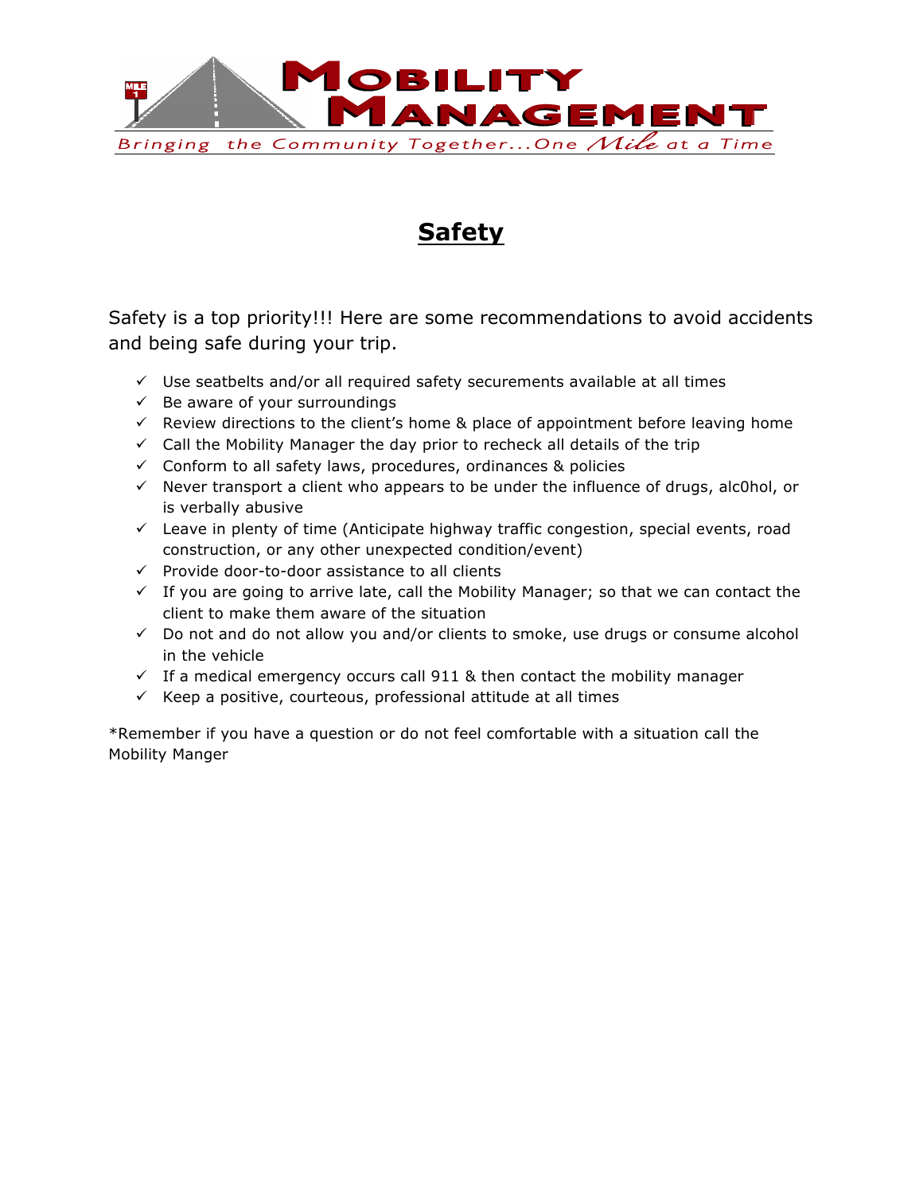# Mobility Management

*Bringing the Community Together...One Mile at a Time*

## Safety

Safety is a top priority!!! Here are some recommendations to avoid accidents and being safe during your trip.

- ✓ Use seatbelts and/or all required safety securements available at all times
- ✓ Be aware of your surroundings
- ✓ Review directions to the client's home & place of appointment before leaving home
- ✓ Call the Mobility Manager the day prior to recheck all details of the trip
- ✓ Conform to all safety laws, procedures, ordinances & policies
- ✓ Never transport a client who appears to be under the influence of drugs, alc0hol, or is verbally abusive
- ✓ Leave in plenty of time (Anticipate highway traffic congestion, special events, road construction, or any other unexpected condition/event)
- ✓ Provide door-to-door assistance to all clients
- ✓ If you are going to arrive late, call the Mobility Manager; so that we can contact the client to make them aware of the situation
- ✓ Do not and do not allow you and/or clients to smoke, use drugs or consume alcohol in the vehicle
- ✓ If a medical emergency occurs call 911 & then contact the mobility manager
- ✓ Keep a positive, courteous, professional attitude at all times

*Remember if you have a question or do not feel comfortable with a situation call the Mobility Manger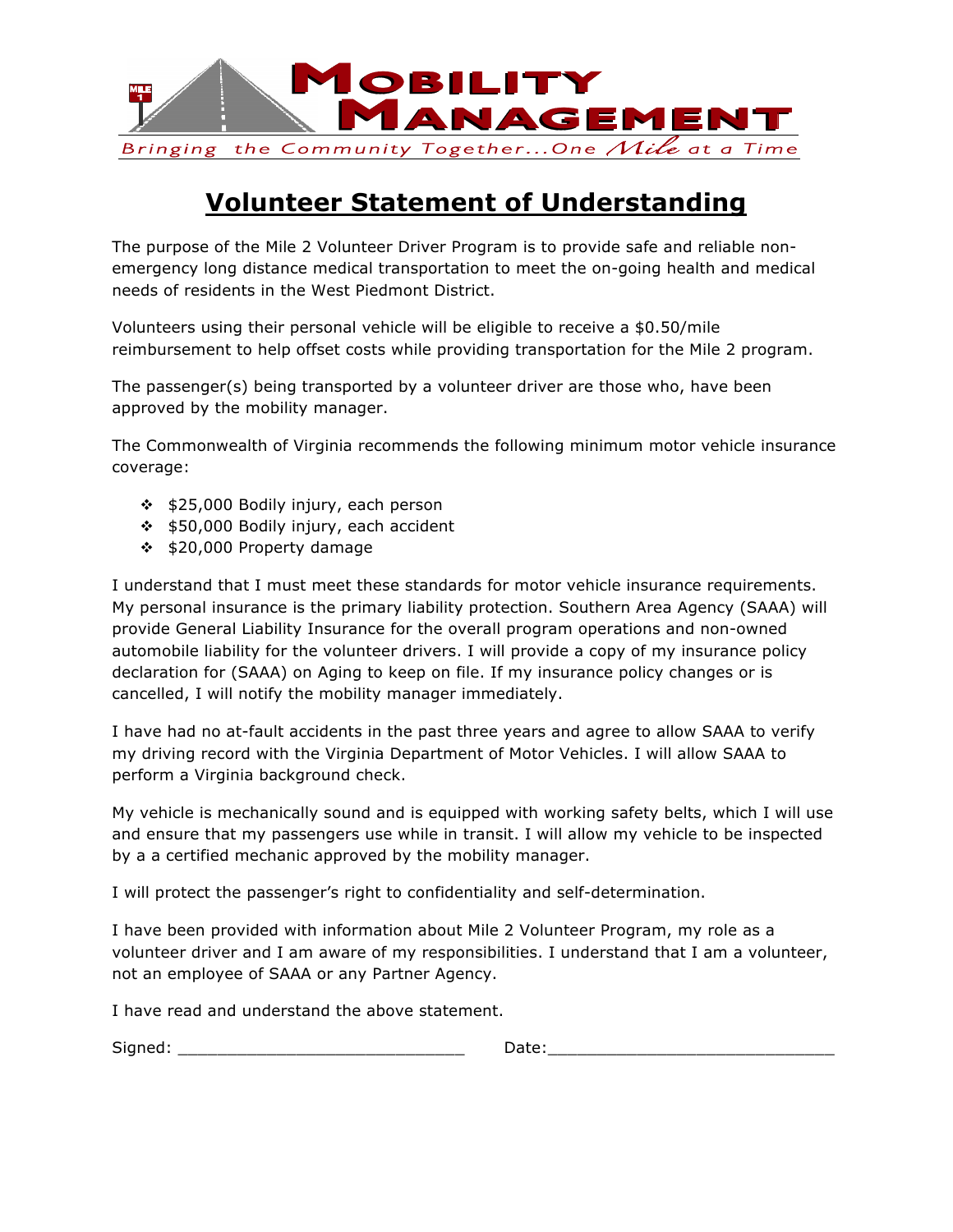MOBILITY MANAGEMENT

Bringing the Community Together...One Mile at a Time

# Volunteer Statement of Understanding

The purpose of the Mile 2 Volunteer Driver Program is to provide safe and reliable non-emergency long distance medical transportation to meet the on-going health and medical needs of residents in the West Piedmont District.

Volunteers using their personal vehicle will be eligible to receive a $0.50/mile reimbursement to help offset costs while providing transportation for the Mile 2 program.

The passenger(s) being transported by a volunteer driver are those who, have been approved by the mobility manager.

The Commonwealth of Virginia recommends the following minimum motor vehicle insurance coverage:

- $25,000 Bodily injury, each person
- $50,000 Bodily injury, each accident
- $20,000 Property damage

I understand that I must meet these standards for motor vehicle insurance requirements. My personal insurance is the primary liability protection. Southern Area Agency (SAAA) will provide General Liability Insurance for the overall program operations and non-owned automobile liability for the volunteer drivers. I will provide a copy of my insurance policy declaration for (SAAA) on Aging to keep on file. If my insurance policy changes or is cancelled, I will notify the mobility manager immediately.

I have had no at-fault accidents in the past three years and agree to allow SAAA to verify my driving record with the Virginia Department of Motor Vehicles. I will allow SAAA to perform a Virginia background check.

My vehicle is mechanically sound and is equipped with working safety belts, which I will use and ensure that my passengers use while in transit. I will allow my vehicle to be inspected by a a certified mechanic approved by the mobility manager.

I will protect the passenger's right to confidentiality and self-determination.

I have been provided with information about Mile 2 Volunteer Program, my role as a volunteer driver and I am aware of my responsibilities. I understand that I am a volunteer, not an employee of SAAA or any Partner Agency.

I have read and understand the above statement.

Signed: ____________________________ Date:____________________________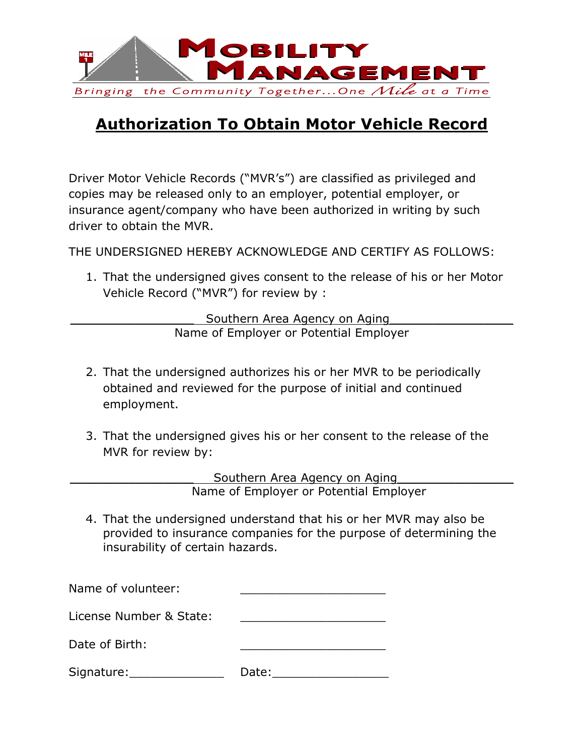Mobility Management

Bringing the Community Together...One Mile at a Time

# Authorization To Obtain Motor Vehicle Record

Driver Motor Vehicle Records ("MVR's") are classified as privileged and copies may be released only to an employer, potential employer, or insurance agent/company who have been authorized in writing by such driver to obtain the MVR.

THE UNDERSIGNED HEREBY ACKNOWLEDGE AND CERTIFY AS FOLLOWS:

1. That the undersigned gives consent to the release of his or her Motor Vehicle Record ("MVR") for review by :

_________________ Southern Area Agency on Aging_________________
Name of Employer or Potential Employer

2. That the undersigned authorizes his or her MVR to be periodically obtained and reviewed for the purpose of initial and continued employment.

3. That the undersigned gives his or her consent to the release of the MVR for review by:

_________________ Southern Area Agency on Aging________________
Name of Employer or Potential Employer

4. That the undersigned understand that his or her MVR may also be provided to insurance companies for the purpose of determining the insurability of certain hazards.

Name of volunteer: ____________________

License Number & State: ____________________

Date of Birth: ____________________

Signature:_____________ Date:________________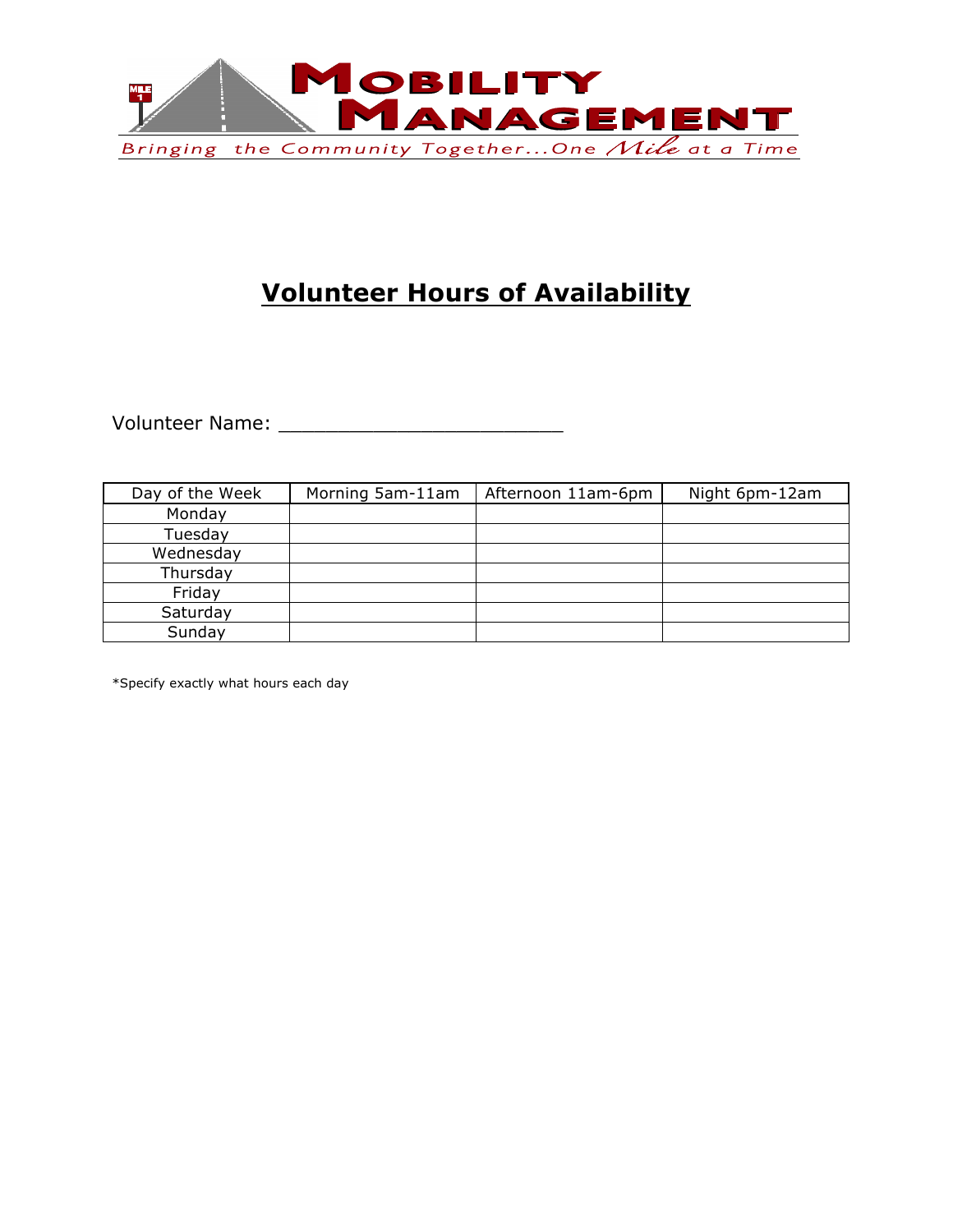# Mobility Management

*Bringing the Community Together...One Mile at a Time*

## Volunteer Hours of Availability

Volunteer Name: ______________________

| Day of the Week | Morning 5am-11am | Afternoon 11am-6pm | Night 6pm-12am |
|---|---|---|---|
| Monday | | | |
| Tuesday | | | |
| Wednesday | | | |
| Thursday | | | |
| Friday | | | |
| Saturday | | | |
| Sunday | | | |

*Specify exactly what hours each day